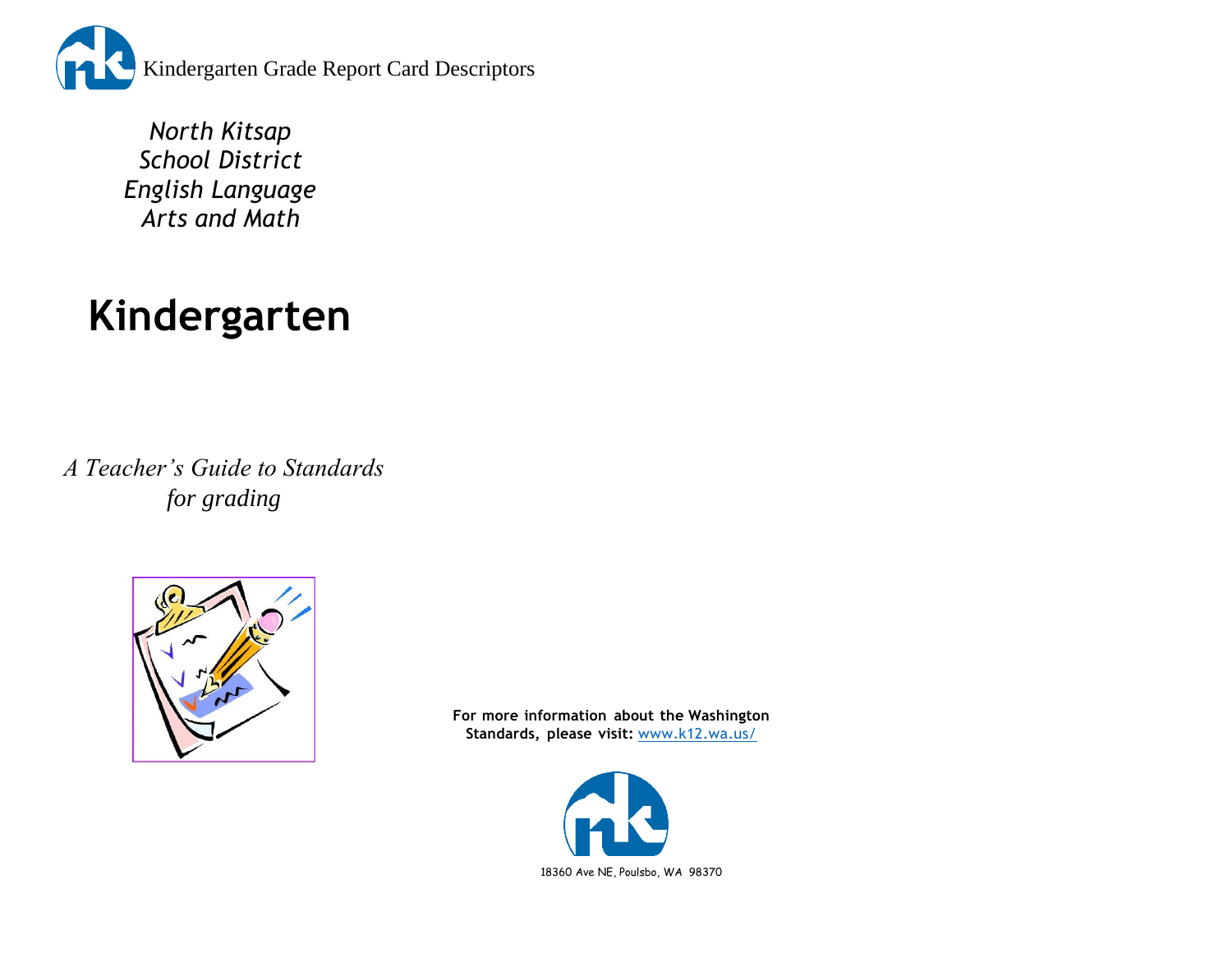Kindergarten Grade Report Card Descriptors

*North Kitsap School District English Language Arts and Math*

# Kindergarten

*A Teacher's Guide to Standards for grading*

**For more information about the Washington Standards, please visit:** www.k12.wa.us/

18360 Ave NE, Poulsbo, WA 98370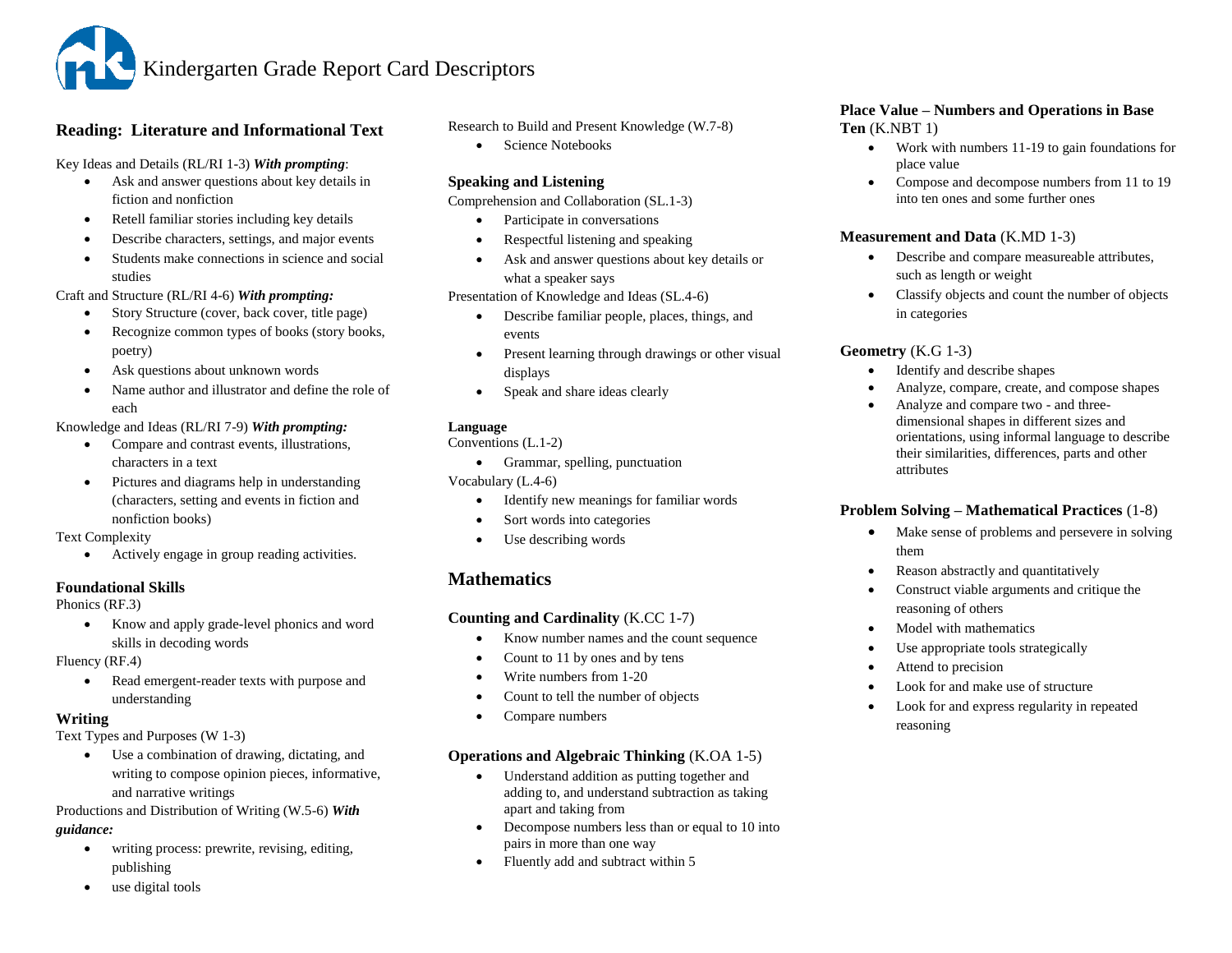# Kindergarten Grade Report Card Descriptors

## Reading: Literature and Informational Text

Key Ideas and Details (RL/RI 1-3) ***With prompting***:

- Ask and answer questions about key details in fiction and nonfiction
- Retell familiar stories including key details
- Describe characters, settings, and major events
- Students make connections in science and social studies

Craft and Structure (RL/RI 4-6) ***With prompting:***

- Story Structure (cover, back cover, title page)
- Recognize common types of books (story books, poetry)
- Ask questions about unknown words
- Name author and illustrator and define the role of each

Knowledge and Ideas (RL/RI 7-9) ***With prompting:***

- Compare and contrast events, illustrations, characters in a text
- Pictures and diagrams help in understanding (characters, setting and events in fiction and nonfiction books)

Text Complexity

- Actively engage in group reading activities.

### Foundational Skills

Phonics (RF.3)

- Know and apply grade-level phonics and word skills in decoding words

Fluency (RF.4)

- Read emergent-reader texts with purpose and understanding

### Writing

Text Types and Purposes (W 1-3)

- Use a combination of drawing, dictating, and writing to compose opinion pieces, informative, and narrative writings

Productions and Distribution of Writing (W.5-6) ***With guidance:***

- writing process: prewrite, revising, editing, publishing
- use digital tools

Research to Build and Present Knowledge (W.7-8)

- Science Notebooks

### Speaking and Listening

Comprehension and Collaboration (SL.1-3)

- Participate in conversations
- Respectful listening and speaking
- Ask and answer questions about key details or what a speaker says

Presentation of Knowledge and Ideas (SL.4-6)

- Describe familiar people, places, things, and events
- Present learning through drawings or other visual displays
- Speak and share ideas clearly

### Language

Conventions (L.1-2)

- Grammar, spelling, punctuation

Vocabulary (L.4-6)

- Identify new meanings for familiar words
- Sort words into categories
- Use describing words

## Mathematics

### Counting and Cardinality (K.CC 1-7)

- Know number names and the count sequence
- Count to 11 by ones and by tens
- Write numbers from 1-20
- Count to tell the number of objects
- Compare numbers

### Operations and Algebraic Thinking (K.OA 1-5)

- Understand addition as putting together and adding to, and understand subtraction as taking apart and taking from
- Decompose numbers less than or equal to 10 into pairs in more than one way
- Fluently add and subtract within 5

### Place Value – Numbers and Operations in Base Ten (K.NBT 1)

- Work with numbers 11-19 to gain foundations for place value
- Compose and decompose numbers from 11 to 19 into ten ones and some further ones

### Measurement and Data (K.MD 1-3)

- Describe and compare measureable attributes, such as length or weight
- Classify objects and count the number of objects in categories

### Geometry (K.G 1-3)

- Identify and describe shapes
- Analyze, compare, create, and compose shapes
- Analyze and compare two - and three-dimensional shapes in different sizes and orientations, using informal language to describe their similarities, differences, parts and other attributes

### Problem Solving – Mathematical Practices (1-8)

- Make sense of problems and persevere in solving them
- Reason abstractly and quantitatively
- Construct viable arguments and critique the reasoning of others
- Model with mathematics
- Use appropriate tools strategically
- Attend to precision
- Look for and make use of structure
- Look for and express regularity in repeated reasoning